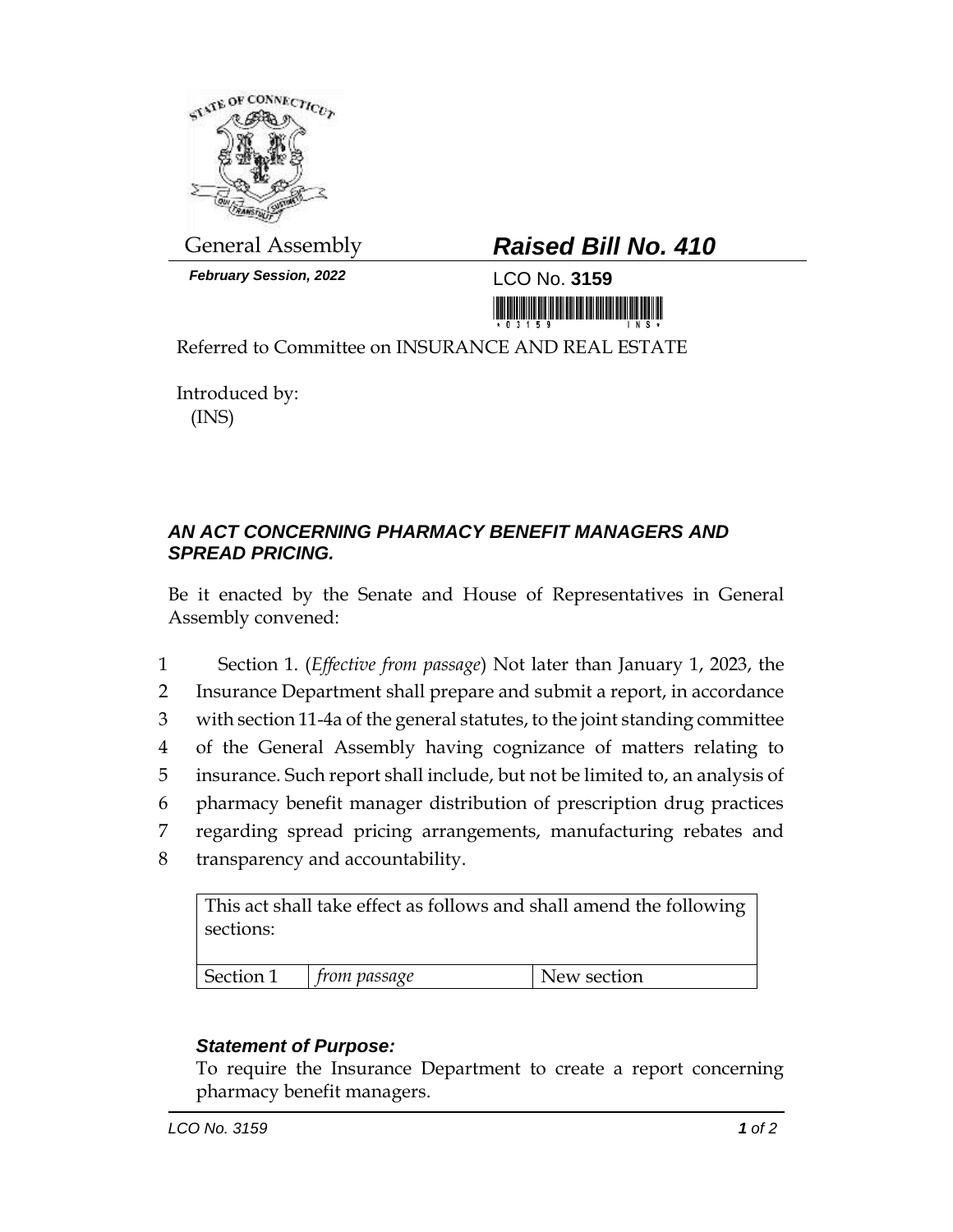General Assembly

***Raised Bill No. 410***

***February Session, 2022***

LCO No. **3159**

Referred to Committee on INSURANCE AND REAL ESTATE

Introduced by:
(INS)

***AN ACT CONCERNING PHARMACY BENEFIT MANAGERS AND SPREAD PRICING.***

Be it enacted by the Senate and House of Representatives in General Assembly convened:

1 Section 1. (*Effective from passage*) Not later than January 1, 2023, the
2 Insurance Department shall prepare and submit a report, in accordance
3 with section 11-4a of the general statutes, to the joint standing committee
4 of the General Assembly having cognizance of matters relating to
5 insurance. Such report shall include, but not be limited to, an analysis of
6 pharmacy benefit manager distribution of prescription drug practices
7 regarding spread pricing arrangements, manufacturing rebates and
8 transparency and accountability.

| This act shall take effect as follows and shall amend the following sections: | | |
|---|---|---|
| Section 1 | *from passage* | New section |

***Statement of Purpose:***

To require the Insurance Department to create a report concerning pharmacy benefit managers.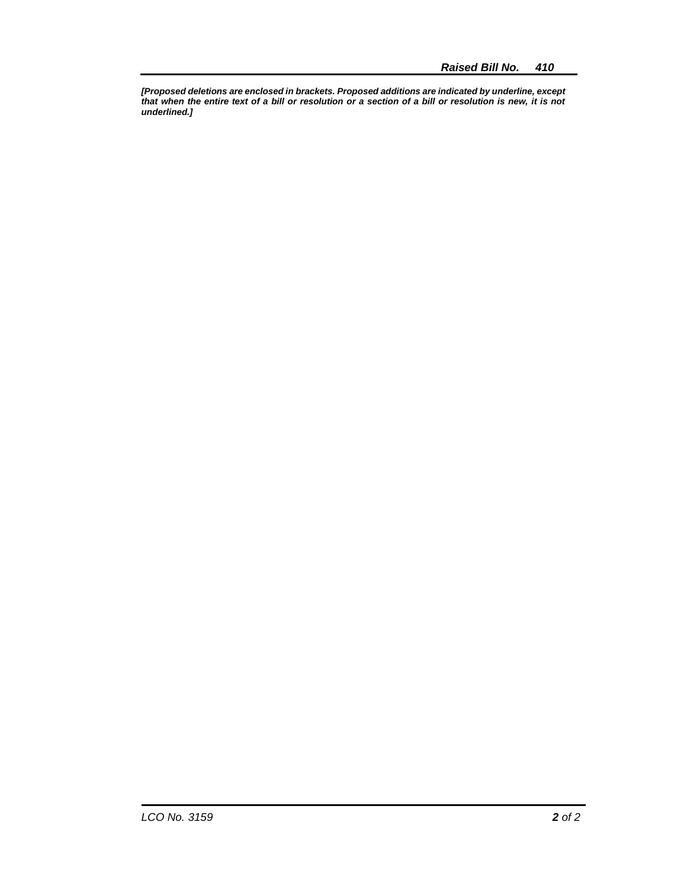*[Proposed deletions are enclosed in brackets. Proposed additions are indicated by underline, except that when the entire text of a bill or resolution or a section of a bill or resolution is new, it is not underlined.]*